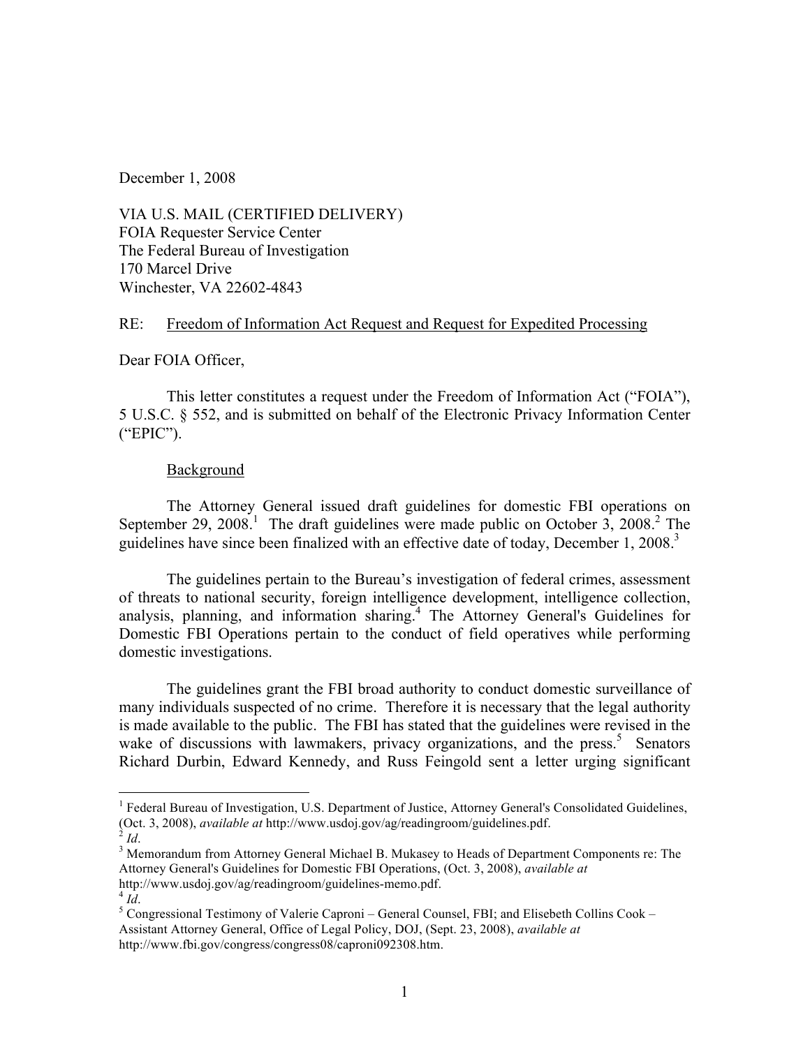December 1, 2008

VIA U.S. MAIL (CERTIFIED DELIVERY)
FOIA Requester Service Center
The Federal Bureau of Investigation
170 Marcel Drive
Winchester, VA 22602-4843

RE: Freedom of Information Act Request and Request for Expedited Processing

Dear FOIA Officer,

This letter constitutes a request under the Freedom of Information Act ("FOIA"), 5 U.S.C. § 552, and is submitted on behalf of the Electronic Privacy Information Center ("EPIC").

## Background

The Attorney General issued draft guidelines for domestic FBI operations on September 29, 2008.[1] The draft guidelines were made public on October 3, 2008.[2] The guidelines have since been finalized with an effective date of today, December 1, 2008.[3]

The guidelines pertain to the Bureau's investigation of federal crimes, assessment of threats to national security, foreign intelligence development, intelligence collection, analysis, planning, and information sharing.[4] The Attorney General's Guidelines for Domestic FBI Operations pertain to the conduct of field operatives while performing domestic investigations.

The guidelines grant the FBI broad authority to conduct domestic surveillance of many individuals suspected of no crime. Therefore it is necessary that the legal authority is made available to the public. The FBI has stated that the guidelines were revised in the wake of discussions with lawmakers, privacy organizations, and the press.[5] Senators Richard Durbin, Edward Kennedy, and Russ Feingold sent a letter urging significant

---

[1] Federal Bureau of Investigation, U.S. Department of Justice, Attorney General's Consolidated Guidelines, (Oct. 3, 2008), *available at* http://www.usdoj.gov/ag/readingroom/guidelines.pdf.

[2] *Id*.

[3] Memorandum from Attorney General Michael B. Mukasey to Heads of Department Components re: The Attorney General's Guidelines for Domestic FBI Operations, (Oct. 3, 2008), *available at* http://www.usdoj.gov/ag/readingroom/guidelines-memo.pdf.

[4] *Id*.

[5] Congressional Testimony of Valerie Caproni – General Counsel, FBI; and Elisebeth Collins Cook – Assistant Attorney General, Office of Legal Policy, DOJ, (Sept. 23, 2008), *available at* http://www.fbi.gov/congress/congress08/caproni092308.htm.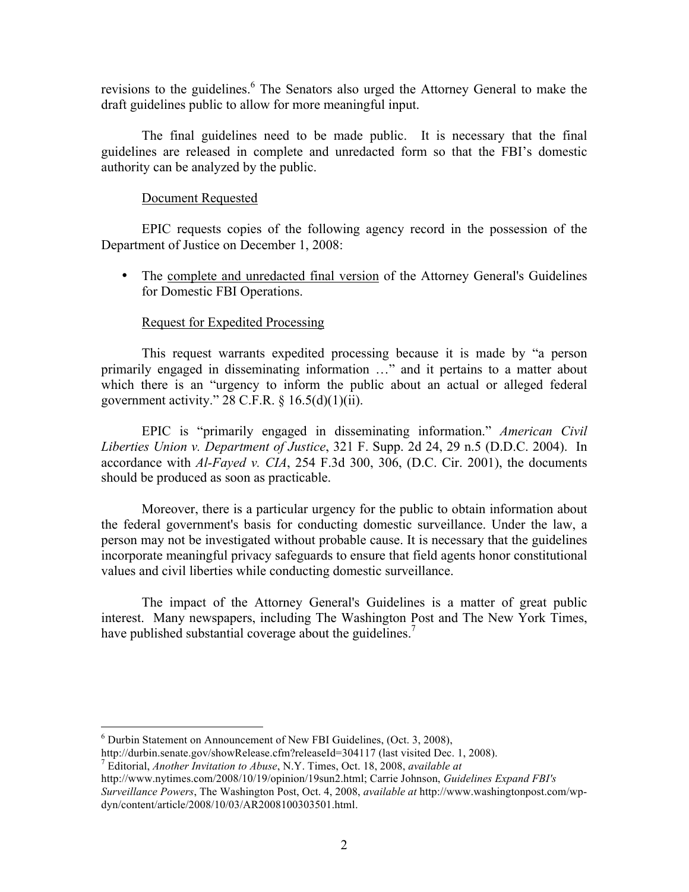revisions to the guidelines.[6] The Senators also urged the Attorney General to make the draft guidelines public to allow for more meaningful input.

The final guidelines need to be made public. It is necessary that the final guidelines are released in complete and unredacted form so that the FBI's domestic authority can be analyzed by the public.

<u>Document Requested</u>

EPIC requests copies of the following agency record in the possession of the Department of Justice on December 1, 2008:

- The <u>complete and unredacted final version</u> of the Attorney General's Guidelines for Domestic FBI Operations.

<u>Request for Expedited Processing</u>

This request warrants expedited processing because it is made by "a person primarily engaged in disseminating information …" and it pertains to a matter about which there is an "urgency to inform the public about an actual or alleged federal government activity." 28 C.F.R. § 16.5(d)(1)(ii).

EPIC is "primarily engaged in disseminating information." *American Civil Liberties Union v. Department of Justice*, 321 F. Supp. 2d 24, 29 n.5 (D.D.C. 2004). In accordance with *Al-Fayed v. CIA*, 254 F.3d 300, 306, (D.C. Cir. 2001), the documents should be produced as soon as practicable.

Moreover, there is a particular urgency for the public to obtain information about the federal government's basis for conducting domestic surveillance. Under the law, a person may not be investigated without probable cause. It is necessary that the guidelines incorporate meaningful privacy safeguards to ensure that field agents honor constitutional values and civil liberties while conducting domestic surveillance.

The impact of the Attorney General's Guidelines is a matter of great public interest. Many newspapers, including The Washington Post and The New York Times, have published substantial coverage about the guidelines.[7]

---

[6] Durbin Statement on Announcement of New FBI Guidelines, (Oct. 3, 2008), http://durbin.senate.gov/showRelease.cfm?releaseId=304117 (last visited Dec. 1, 2008).

[7] Editorial, *Another Invitation to Abuse*, N.Y. Times, Oct. 18, 2008, *available at* http://www.nytimes.com/2008/10/19/opinion/19sun2.html; Carrie Johnson, *Guidelines Expand FBI's Surveillance Powers*, The Washington Post, Oct. 4, 2008, *available at* http://www.washingtonpost.com/wp-dyn/content/article/2008/10/03/AR2008100303501.html.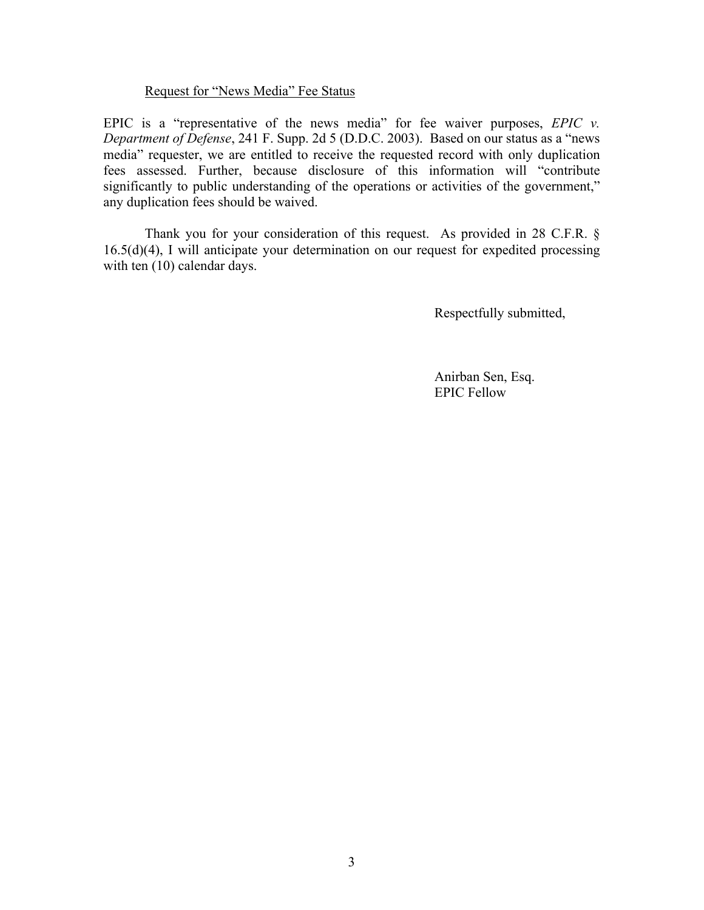Request for "News Media" Fee Status

EPIC is a "representative of the news media" for fee waiver purposes, *EPIC v. Department of Defense*, 241 F. Supp. 2d 5 (D.D.C. 2003). Based on our status as a "news media" requester, we are entitled to receive the requested record with only duplication fees assessed. Further, because disclosure of this information will "contribute significantly to public understanding of the operations or activities of the government," any duplication fees should be waived.

Thank you for your consideration of this request. As provided in 28 C.F.R. § 16.5(d)(4), I will anticipate your determination on our request for expedited processing with ten (10) calendar days.

Respectfully submitted,

Anirban Sen, Esq.
EPIC Fellow